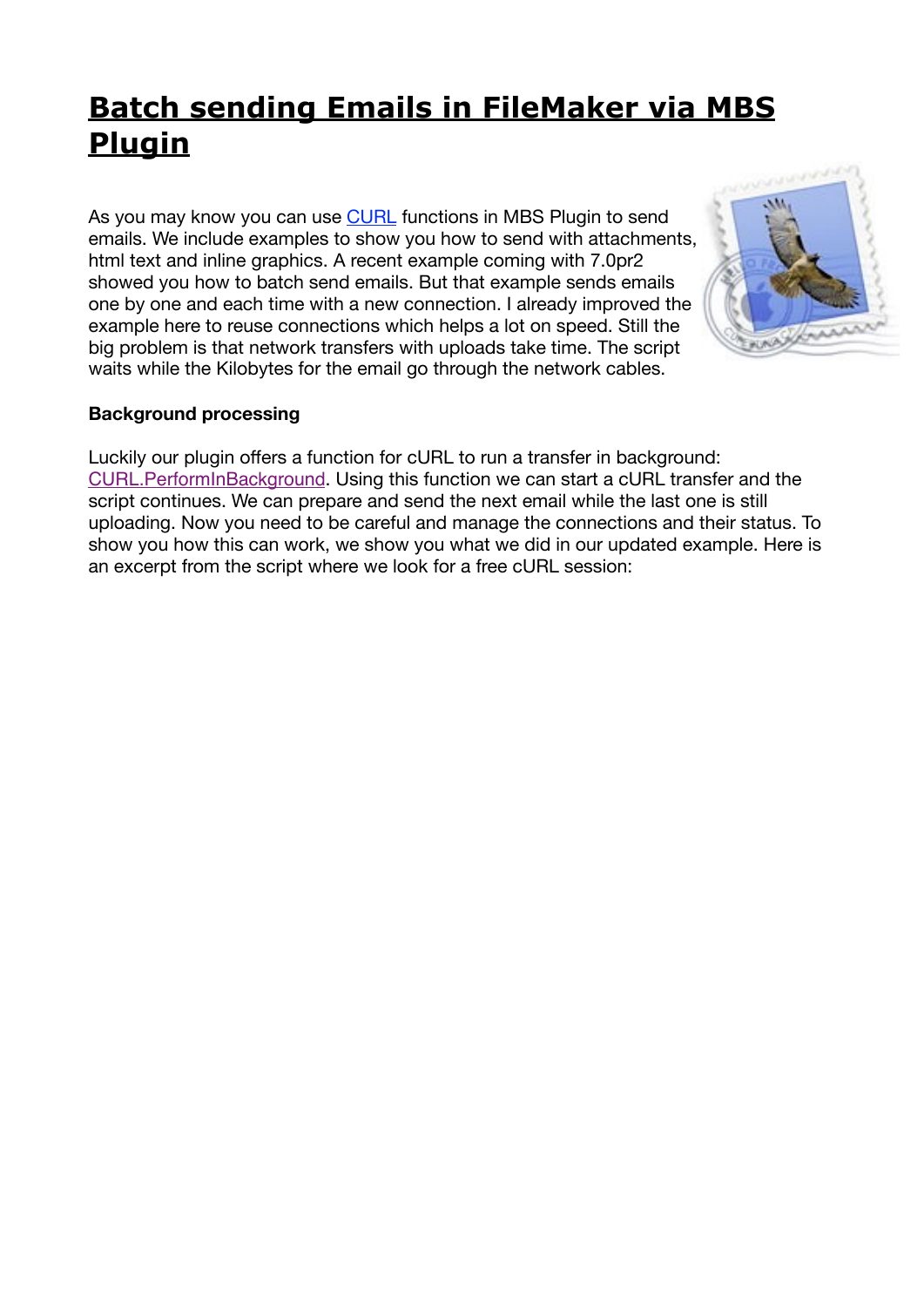# Batch sending Emails in FileMaker via MBS Plugin

As you may know you can use CURL functions in MBS Plugin to send emails. We include examples to show you how to send with attachments, html text and inline graphics. A recent example coming with 7.0pr2 showed you how to batch send emails. But that example sends emails one by one and each time with a new connection. I already improved the example here to reuse connections which helps a lot on speed. Still the big problem is that network transfers with uploads take time. The script waits while the Kilobytes for the email go through the network cables.

**Background processing**

Luckily our plugin offers a function for cURL to run a transfer in background: CURL.PerformInBackground. Using this function we can start a cURL transfer and the script continues. We can prepare and send the next email while the last one is still uploading. Now you need to be careful and manage the connections and their status. To show you how this can work, we show you what we did in our updated example. Here is an excerpt from the script where we look for a free cURL session: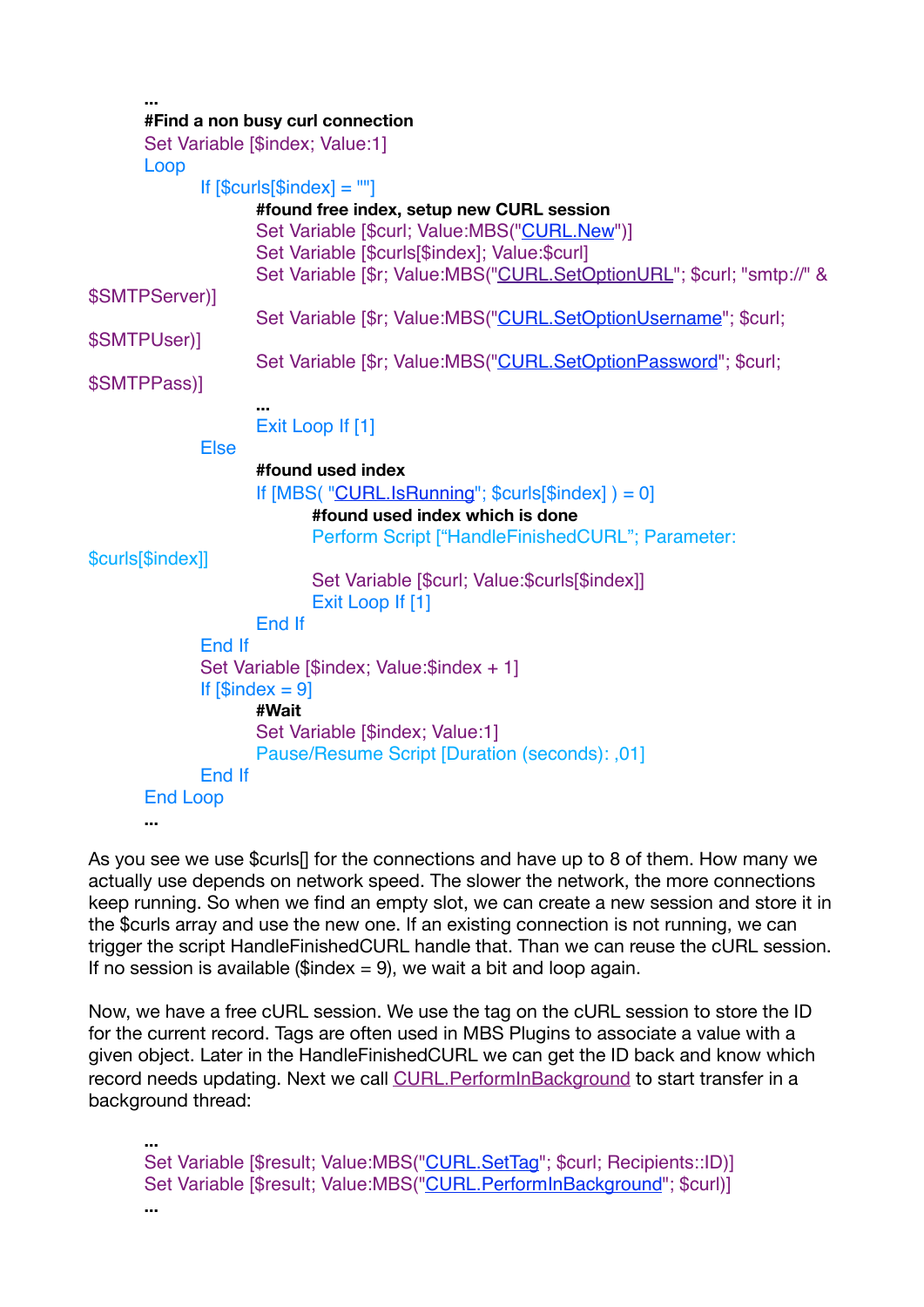```
...
#Find a non busy curl connection
Set Variable [$index; Value:1]
Loop
	If [$curls[$index] = ""]
		#found free index, setup new CURL session
		Set Variable [$curl; Value:MBS("CURL.New")]
		Set Variable [$curls[$index]; Value:$curl]
		Set Variable [$r; Value:MBS("CURL.SetOptionURL"; $curl; "smtp://" & $SMTPServer)]
		Set Variable [$r; Value:MBS("CURL.SetOptionUsername"; $curl; $SMTPUser)]
		Set Variable [$r; Value:MBS("CURL.SetOptionPassword"; $curl; $SMTPPass)]
		...
		Exit Loop If [1]
	Else
		#found used index
		If [MBS( "CURL.IsRunning"; $curls[$index] ) = 0]
			#found used index which is done
			Perform Script [“HandleFinishedCURL”; Parameter: $curls[$index]]
			Set Variable [$curl; Value:$curls[$index]]
			Exit Loop If [1]
		End If
	End If
	Set Variable [$index; Value:$index + 1]
	If [$index = 9]
		#Wait
		Set Variable [$index; Value:1]
		Pause/Resume Script [Duration (seconds): ,01]
	End If
End Loop
...
```

As you see we use $curls[] for the connections and have up to 8 of them. How many we actually use depends on network speed. The slower the network, the more connections keep running. So when we find an empty slot, we can create a new session and store it in the $curls array and use the new one. If an existing connection is not running, we can trigger the script HandleFinishedCURL handle that. Than we can reuse the cURL session. If no session is available ($index = 9), we wait a bit and loop again.

Now, we have a free cURL session. We use the tag on the cURL session to store the ID for the current record. Tags are often used in MBS Plugins to associate a value with a given object. Later in the HandleFinishedCURL we can get the ID back and know which record needs updating. Next we call CURL.PerformInBackground to start transfer in a background thread:

```
...
Set Variable [$result; Value:MBS("CURL.SetTag"; $curl; Recipients::ID)]
Set Variable [$result; Value:MBS("CURL.PerformInBackground"; $curl)]
...
```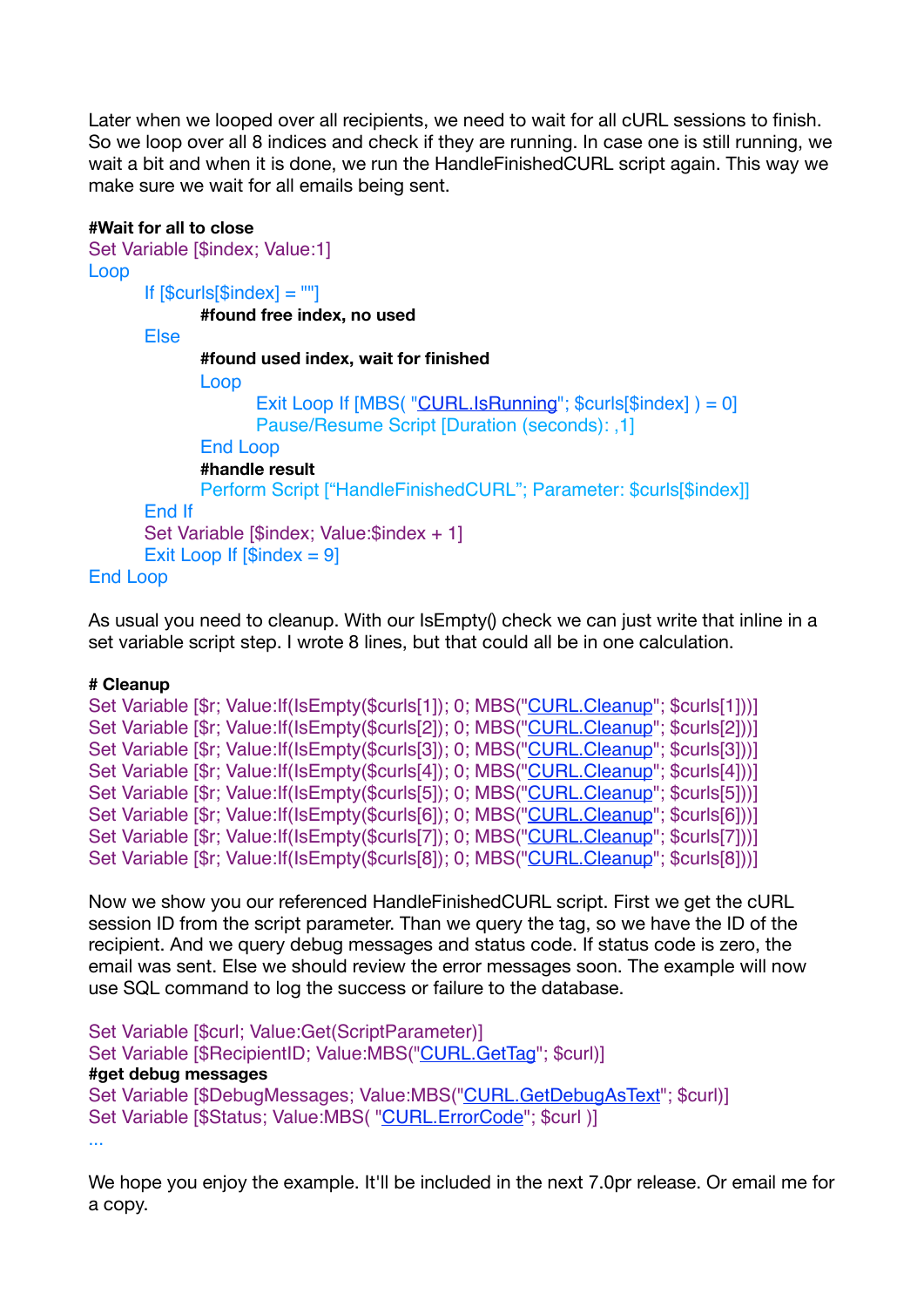Later when we looped over all recipients, we need to wait for all cURL sessions to finish. So we loop over all 8 indices and check if they are running. In case one is still running, we wait a bit and when it is done, we run the HandleFinishedCURL script again. This way we make sure we wait for all emails being sent.

```
#Wait for all to close
Set Variable [$index; Value:1]
Loop
	If [$curls[$index] = ""]
		#found free index, no used
	Else
		#found used index, wait for finished
		Loop
			Exit Loop If [MBS( "CURL.IsRunning"; $curls[$index] ) = 0]
			Pause/Resume Script [Duration (seconds): ,1]
		End Loop
		#handle result
		Perform Script [“HandleFinishedCURL”; Parameter: $curls[$index]]
	End If
	Set Variable [$index; Value:$index + 1]
	Exit Loop If [$index = 9]
End Loop
```

As usual you need to cleanup. With our IsEmpty() check we can just write that inline in a set variable script step. I wrote 8 lines, but that could all be in one calculation.

```
# Cleanup
Set Variable [$r; Value:If(IsEmpty($curls[1]); 0; MBS("CURL.Cleanup"; $curls[1]))]
Set Variable [$r; Value:If(IsEmpty($curls[2]); 0; MBS("CURL.Cleanup"; $curls[2]))]
Set Variable [$r; Value:If(IsEmpty($curls[3]); 0; MBS("CURL.Cleanup"; $curls[3]))]
Set Variable [$r; Value:If(IsEmpty($curls[4]); 0; MBS("CURL.Cleanup"; $curls[4]))]
Set Variable [$r; Value:If(IsEmpty($curls[5]); 0; MBS("CURL.Cleanup"; $curls[5]))]
Set Variable [$r; Value:If(IsEmpty($curls[6]); 0; MBS("CURL.Cleanup"; $curls[6]))]
Set Variable [$r; Value:If(IsEmpty($curls[7]); 0; MBS("CURL.Cleanup"; $curls[7]))]
Set Variable [$r; Value:If(IsEmpty($curls[8]); 0; MBS("CURL.Cleanup"; $curls[8]))]
```

Now we show you our referenced HandleFinishedCURL script. First we get the cURL session ID from the script parameter. Than we query the tag, so we have the ID of the recipient. And we query debug messages and status code. If status code is zero, the email was sent. Else we should review the error messages soon. The example will now use SQL command to log the success or failure to the database.

```
Set Variable [$curl; Value:Get(ScriptParameter)]
Set Variable [$RecipientID; Value:MBS("CURL.GetTag"; $curl)]
#get debug messages
Set Variable [$DebugMessages; Value:MBS("CURL.GetDebugAsText"; $curl)]
Set Variable [$Status; Value:MBS( "CURL.ErrorCode"; $curl )]
...
```

We hope you enjoy the example. It'll be included in the next 7.0pr release. Or email me for a copy.